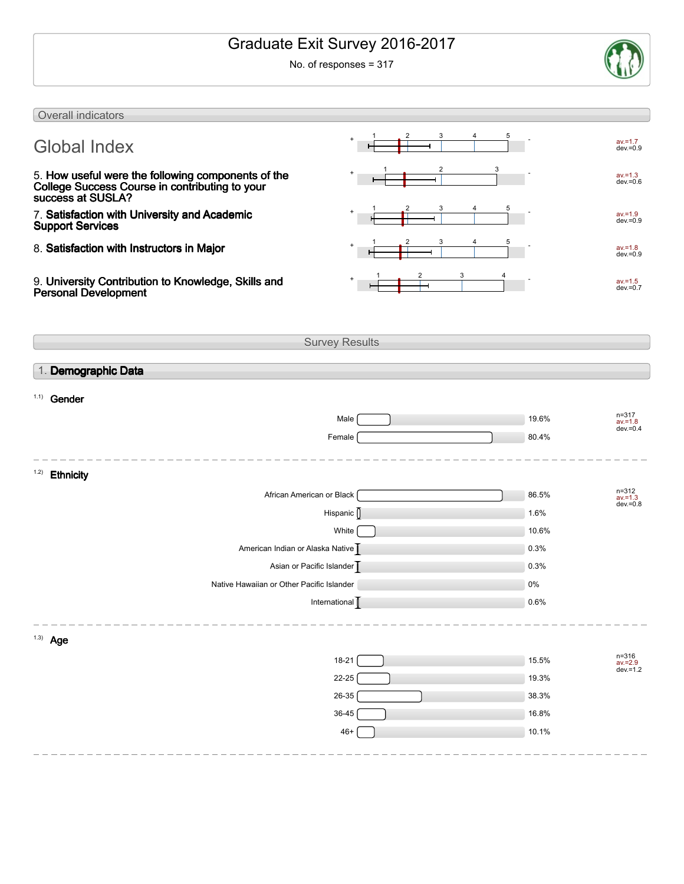# Graduate Exit Survey 2016-2017

No. of responses = 317

## Overall indicators

| Indicator | Average | Deviation |
|---|---|---|
| Global Index | av.=1.7 | dev.=0.9 |
| 5. How useful were the following components of the College Success Course in contributing to your success at SUSLA? | av.=1.3 | dev.=0.6 |
| 7. Satisfaction with University and Academic Support Services | av.=1.9 | dev.=0.9 |
| 8. Satisfaction with Instructors in Major | av.=1.8 | dev.=0.9 |
| 9. University Contribution to Knowledge, Skills and Personal Development | av.=1.5 | dev.=0.7 |

## Survey Results

### 1. Demographic Data

#### 1.1) Gender

| Option | Percentage |
|---|---|
| Male | 19.6% |
| Female | 80.4% |

n=317, av.=1.8, dev.=0.4

#### 1.2) Ethnicity

| Option | Percentage |
|---|---|
| African American or Black | 86.5% |
| Hispanic | 1.6% |
| White | 10.6% |
| American Indian or Alaska Native | 0.3% |
| Asian or Pacific Islander | 0.3% |
| Native Hawaiian or Other Pacific Islander | 0% |
| International | 0.6% |

n=312, av.=1.3, dev.=0.8

#### 1.3) Age

| Option | Percentage |
|---|---|
| 18-21 | 15.5% |
| 22-25 | 19.3% |
| 26-35 | 38.3% |
| 36-45 | 16.8% |
| 46+ | 10.1% |

n=316, av.=2.9, dev.=1.2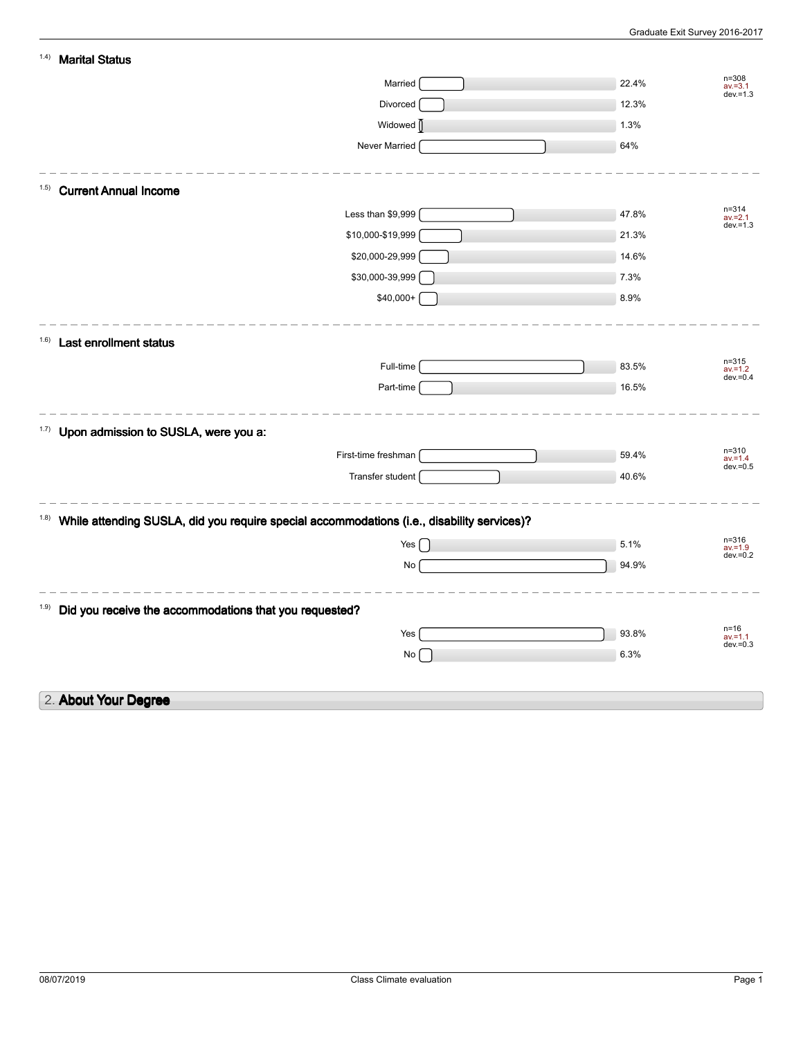### 1.4) Marital Status

| Response | Percentage |
|---|---|
| Married | 22.4% |
| Divorced | 12.3% |
| Widowed | 1.3% |
| Never Married | 64% |

n=308, av.=3.1, dev.=1.3

### 1.5) Current Annual Income

| Response | Percentage |
|---|---|
| Less than $9,999 | 47.8% |
| $10,000-$19,999 | 21.3% |
| $20,000-29,999 | 14.6% |
| $30,000-39,999 | 7.3% |
| $40,000+ | 8.9% |

n=314, av.=2.1, dev.=1.3

### 1.6) Last enrollment status

| Response | Percentage |
|---|---|
| Full-time | 83.5% |
| Part-time | 16.5% |

n=315, av.=1.2, dev.=0.4

### 1.7) Upon admission to SUSLA, were you a:

| Response | Percentage |
|---|---|
| First-time freshman | 59.4% |
| Transfer student | 40.6% |

n=310, av.=1.4, dev.=0.5

### 1.8) While attending SUSLA, did you require special accommodations (i.e., disability services)?

| Response | Percentage |
|---|---|
| Yes | 5.1% |
| No | 94.9% |

n=316, av.=1.9, dev.=0.2

### 1.9) Did you receive the accommodations that you requested?

| Response | Percentage |
|---|---|
| Yes | 93.8% |
| No | 6.3% |

n=16, av.=1.1, dev.=0.3

## 2. About Your Degree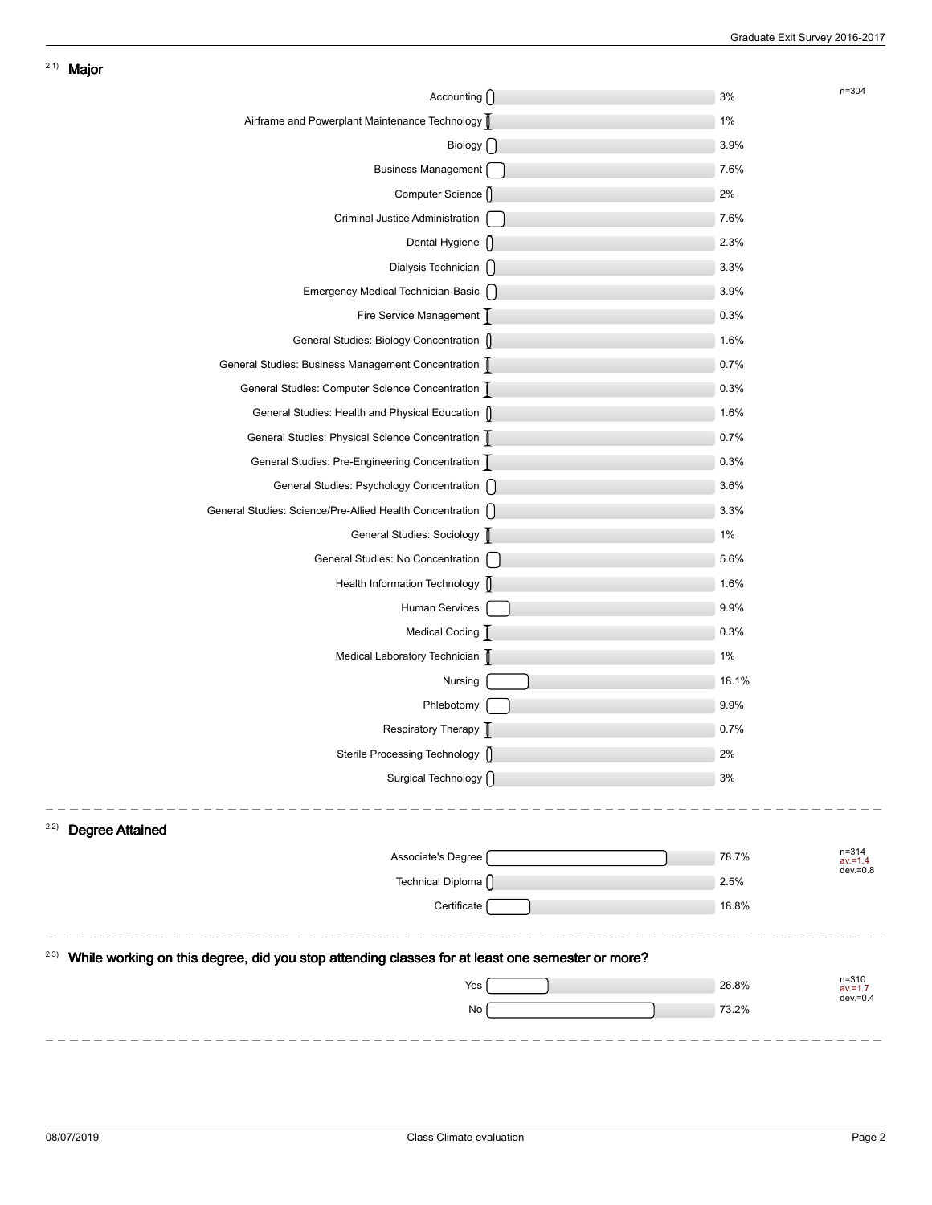## 2.1) Major

n=304

| Major | % |
|---|---|
| Accounting | 3% |
| Airframe and Powerplant Maintenance Technology | 1% |
| Biology | 3.9% |
| Business Management | 7.6% |
| Computer Science | 2% |
| Criminal Justice Administration | 7.6% |
| Dental Hygiene | 2.3% |
| Dialysis Technician | 3.3% |
| Emergency Medical Technician-Basic | 3.9% |
| Fire Service Management | 0.3% |
| General Studies: Biology Concentration | 1.6% |
| General Studies: Business Management Concentration | 0.7% |
| General Studies: Computer Science Concentration | 0.3% |
| General Studies: Health and Physical Education | 1.6% |
| General Studies: Physical Science Concentration | 0.7% |
| General Studies: Pre-Engineering Concentration | 0.3% |
| General Studies: Psychology Concentration | 3.6% |
| General Studies: Science/Pre-Allied Health Concentration | 3.3% |
| General Studies: Sociology | 1% |
| General Studies: No Concentration | 5.6% |
| Health Information Technology | 1.6% |
| Human Services | 9.9% |
| Medical Coding | 0.3% |
| Medical Laboratory Technician | 1% |
| Nursing | 18.1% |
| Phlebotomy | 9.9% |
| Respiratory Therapy | 0.7% |
| Sterile Processing Technology | 2% |
| Surgical Technology | 3% |

## 2.2) Degree Attained

n=314
av.=1.4
dev.=0.8

| Degree | % |
|---|---|
| Associate's Degree | 78.7% |
| Technical Diploma | 2.5% |
| Certificate | 18.8% |

## 2.3) While working on this degree, did you stop attending classes for at least one semester or more?

n=310
av.=1.7
dev.=0.4

| Response | % |
|---|---|
| Yes | 26.8% |
| No | 73.2% |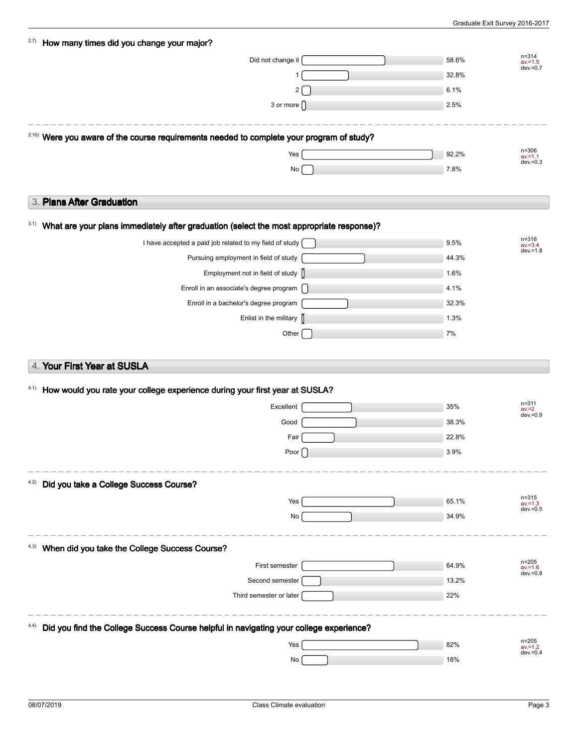#### 2.7) How many times did you change your major?

| Response | Percentage |
|---|---|
| Did not change it | 58.6% |
| 1 | 32.8% |
| 2 | 6.1% |
| 3 or more | 2.5% |

n=314, av.=1.5, dev.=0.7

#### 2.10) Were you aware of the course requirements needed to complete your program of study?

| Response | Percentage |
|---|---|
| Yes | 92.2% |
| No | 7.8% |

n=306, av.=1.1, dev.=0.3

## 3. Plans After Graduation

#### 3.1) What are your plans immediately after graduation (select the most appropriate response)?

| Response | Percentage |
|---|---|
| I have accepted a paid job related to my field of study | 9.5% |
| Pursuing employment in field of study | 44.3% |
| Employment not in field of study | 1.6% |
| Enroll in an associate's degree program | 4.1% |
| Enroll in a bachelor's degree program | 32.3% |
| Enlist in the military | 1.3% |
| Other | 7% |

n=316, av.=3.4, dev.=1.8

## 4. Your First Year at SUSLA

#### 4.1) How would you rate your college experience during your first year at SUSLA?

| Response | Percentage |
|---|---|
| Excellent | 35% |
| Good | 38.3% |
| Fair | 22.8% |
| Poor | 3.9% |

n=311, av.=2, dev.=0.9

#### 4.2) Did you take a College Success Course?

| Response | Percentage |
|---|---|
| Yes | 65.1% |
| No | 34.9% |

n=315, av.=1.3, dev.=0.5

#### 4.3) When did you take the College Success Course?

| Response | Percentage |
|---|---|
| First semester | 64.9% |
| Second semester | 13.2% |
| Third semester or later | 22% |

n=205, av.=1.6, dev.=0.8

#### 4.4) Did you find the College Success Course helpful in navigating your college experience?

| Response | Percentage |
|---|---|
| Yes | 82% |
| No | 18% |

n=205, av.=1.2, dev.=0.4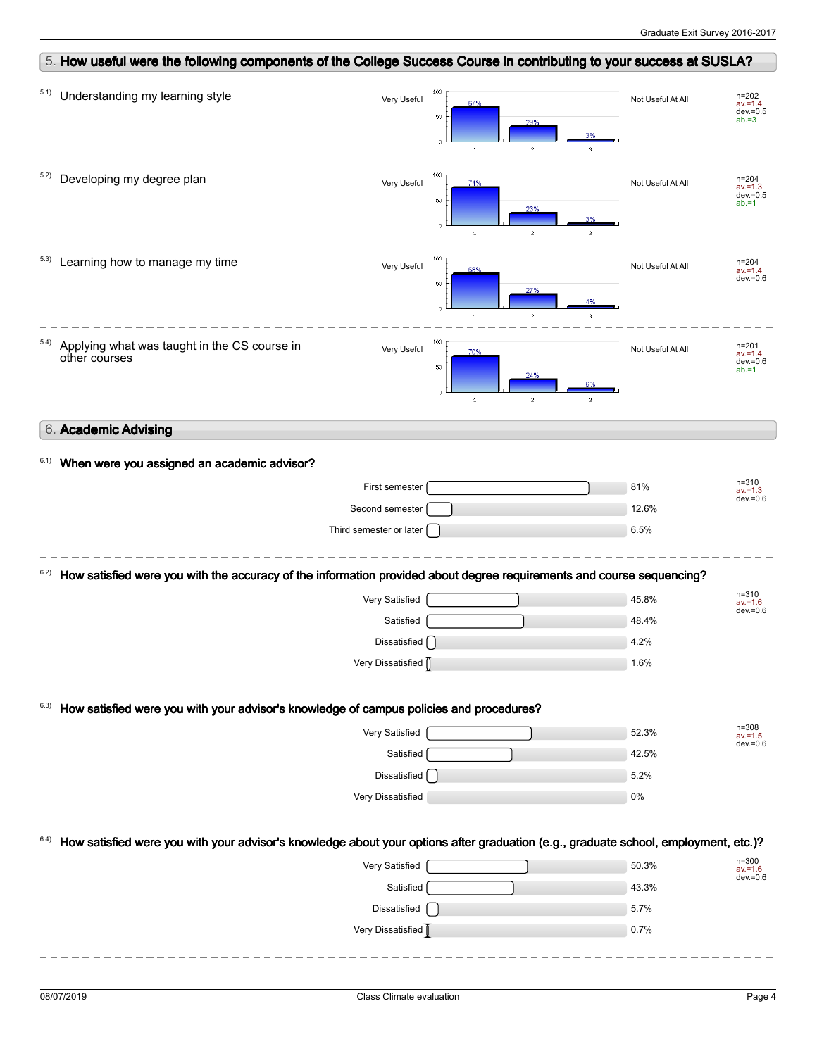## 5. How useful were the following components of the College Success Course in contributing to your success at SUSLA?

5.1) Understanding my learning style

| Very Useful | 1 | 2 | 3 | Not Useful At All | |
|---|---|---|---|---|---|
| | 67% | 29% | 3% | | n=202 av.=1.4 dev.=0.5 ab.=3 |

5.2) Developing my degree plan

| Very Useful | 1 | 2 | 3 | Not Useful At All | |
|---|---|---|---|---|---|
| | 74% | 23% | 3% | | n=204 av.=1.3 dev.=0.5 ab.=1 |

5.3) Learning how to manage my time

| Very Useful | 1 | 2 | 3 | Not Useful At All | |
|---|---|---|---|---|---|
| | 68% | 27% | 4% | | n=204 av.=1.4 dev.=0.6 |

5.4) Applying what was taught in the CS course in other courses

| Very Useful | 1 | 2 | 3 | Not Useful At All | |
|---|---|---|---|---|---|
| | 70% | 24% | 6% | | n=201 av.=1.4 dev.=0.6 ab.=1 |

## 6. Academic Advising

### 6.1) When were you assigned an academic advisor?

| Response | Percentage |
|---|---|
| First semester | 81% |
| Second semester | 12.6% |
| Third semester or later | 6.5% |

n=310 av.=1.3 dev.=0.6

### 6.2) How satisfied were you with the accuracy of the information provided about degree requirements and course sequencing?

| Response | Percentage |
|---|---|
| Very Satisfied | 45.8% |
| Satisfied | 48.4% |
| Dissatisfied | 4.2% |
| Very Dissatisfied | 1.6% |

n=310 av.=1.6 dev.=0.6

### 6.3) How satisfied were you with your advisor's knowledge of campus policies and procedures?

| Response | Percentage |
|---|---|
| Very Satisfied | 52.3% |
| Satisfied | 42.5% |
| Dissatisfied | 5.2% |
| Very Dissatisfied | 0% |

n=308 av.=1.5 dev.=0.6

### 6.4) How satisfied were you with your advisor's knowledge about your options after graduation (e.g., graduate school, employment, etc.)?

| Response | Percentage |
|---|---|
| Very Satisfied | 50.3% |
| Satisfied | 43.3% |
| Dissatisfied | 5.7% |
| Very Dissatisfied | 0.7% |

n=300 av.=1.6 dev.=0.6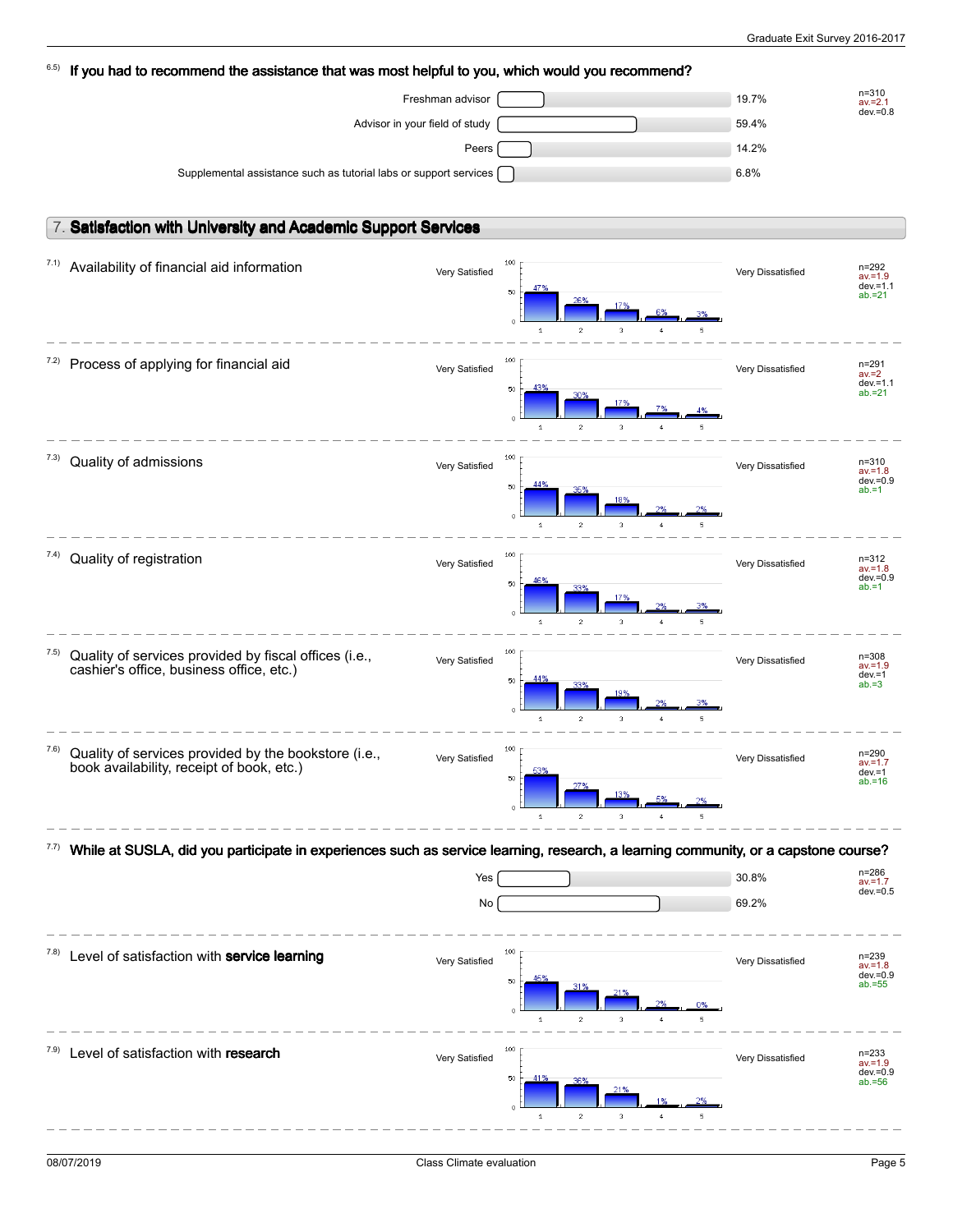6.5) **If you had to recommend the assistance that was most helpful to you, which would you recommend?**

| Response | Percent |
|---|---|
| Freshman advisor | 19.7% |
| Advisor in your field of study | 59.4% |
| Peers | 14.2% |
| Supplemental assistance such as tutorial labs or support services | 6.8% |

n=310, av.=2.1, dev.=0.8

## 7. Satisfaction with University and Academic Support Services

Scale: 1 = Very Satisfied … 5 = Very Dissatisfied

| Item | 1 | 2 | 3 | 4 | 5 | n | av. | dev. | ab. |
|---|---|---|---|---|---|---|---|---|---|
| 7.1) Availability of financial aid information | 47% | 26% | 17% | 6% | 3% | 292 | 1.9 | 1.1 | 21 |
| 7.2) Process of applying for financial aid | 43% | 30% | 17% | 7% | 4% | 291 | 2 | 1.1 | 21 |
| 7.3) Quality of admissions | 44% | 35% | 18% | 2% | 2% | 310 | 1.8 | 0.9 | 1 |
| 7.4) Quality of registration | 46% | 33% | 17% | 2% | 3% | 312 | 1.8 | 0.9 | 1 |
| 7.5) Quality of services provided by fiscal offices (i.e., cashier's office, business office, etc.) | 44% | 33% | 19% | 2% | 3% | 308 | 1.9 | 1 | 3 |
| 7.6) Quality of services provided by the bookstore (i.e., book availability, receipt of book, etc.) | 53% | 27% | 13% | 5% | 2% | 290 | 1.7 | 1 | 16 |

7.7) **While at SUSLA, did you participate in experiences such as service learning, research, a learning community, or a capstone course?**

| Response | Percent |
|---|---|
| Yes | 30.8% |
| No | 69.2% |

n=286, av.=1.7, dev.=0.5

| Item | 1 | 2 | 3 | 4 | 5 | n | av. | dev. | ab. |
|---|---|---|---|---|---|---|---|---|---|
| 7.8) Level of satisfaction with **service learning** | 45% | 31% | 21% | 2% | 0% | 239 | 1.8 | 0.9 | 55 |
| 7.9) Level of satisfaction with **research** | 41% | 36% | 21% | 1% | 2% | 233 | 1.9 | 0.9 | 56 |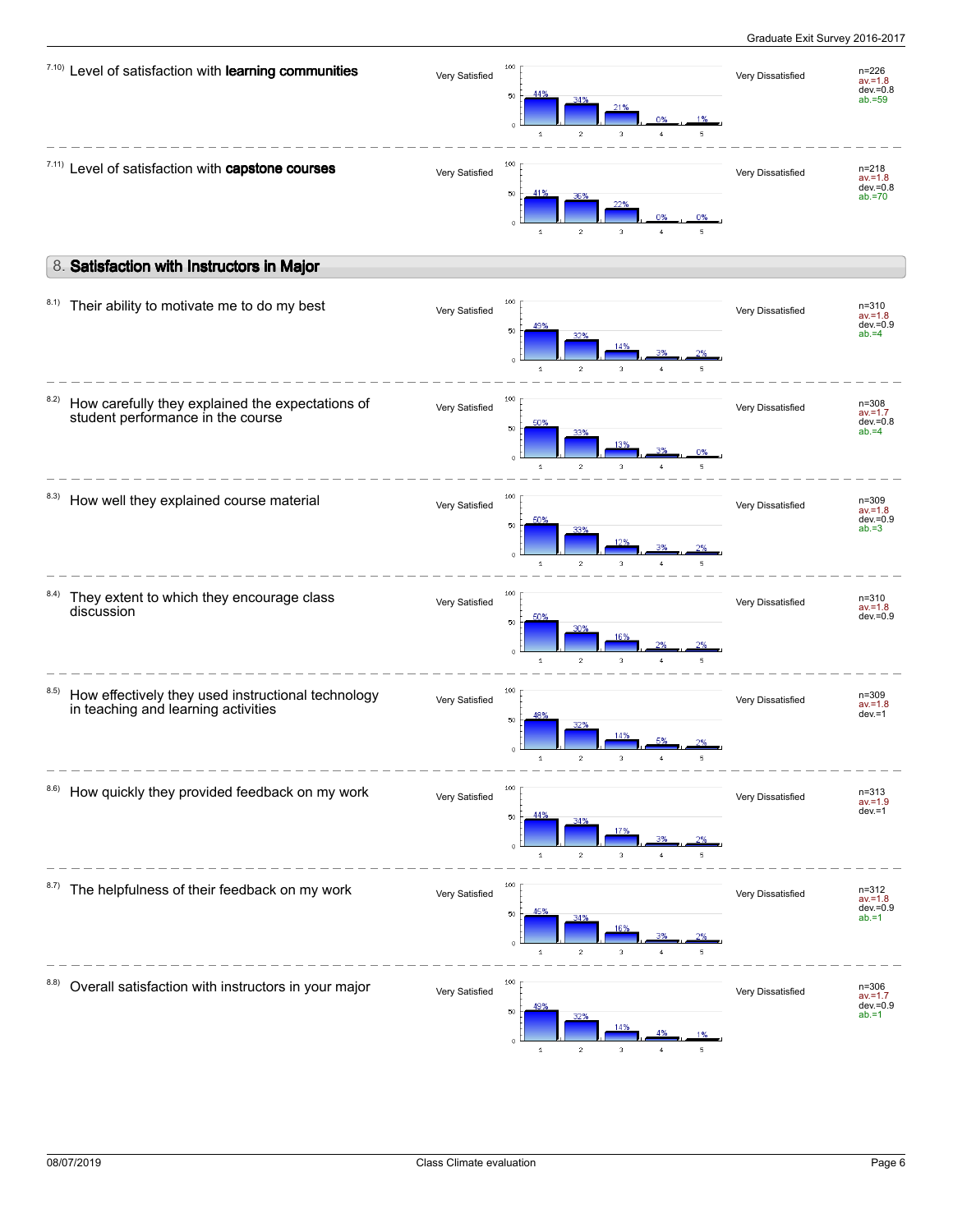7.10) Level of satisfaction with **learning communities**

| Very Satisfied | 1 | 2 | 3 | 4 | 5 | Very Dissatisfied | |
|---|---|---|---|---|---|---|---|
| | 44% | 34% | 21% | 0% | 1% | | n=226, av.=1.8, dev.=0.8, ab.=59 |

7.11) Level of satisfaction with **capstone courses**

| Very Satisfied | 1 | 2 | 3 | 4 | 5 | Very Dissatisfied | |
|---|---|---|---|---|---|---|---|
| | 41% | 36% | 22% | 0% | 0% | | n=218, av.=1.8, dev.=0.8, ab.=70 |

## 8. Satisfaction with Instructors in Major

8.1) Their ability to motivate me to do my best

| Very Satisfied | 1 | 2 | 3 | 4 | 5 | Very Dissatisfied | |
|---|---|---|---|---|---|---|---|
| | 49% | 32% | 14% | 3% | 2% | | n=310, av.=1.8, dev.=0.9, ab.=4 |

8.2) How carefully they explained the expectations of student performance in the course

| Very Satisfied | 1 | 2 | 3 | 4 | 5 | Very Dissatisfied | |
|---|---|---|---|---|---|---|---|
| | 50% | 33% | 13% | 3% | 0% | | n=308, av.=1.7, dev.=0.8, ab.=4 |

8.3) How well they explained course material

| Very Satisfied | 1 | 2 | 3 | 4 | 5 | Very Dissatisfied | |
|---|---|---|---|---|---|---|---|
| | 50% | 33% | 12% | 3% | 2% | | n=309, av.=1.8, dev.=0.9, ab.=3 |

8.4) They extent to which they encourage class discussion

| Very Satisfied | 1 | 2 | 3 | 4 | 5 | Very Dissatisfied | |
|---|---|---|---|---|---|---|---|
| | 50% | 30% | 16% | 2% | 2% | | n=310, av.=1.8, dev.=0.9 |

8.5) How effectively they used instructional technology in teaching and learning activities

| Very Satisfied | 1 | 2 | 3 | 4 | 5 | Very Dissatisfied | |
|---|---|---|---|---|---|---|---|
| | 48% | 32% | 14% | 5% | 2% | | n=309, av.=1.8, dev.=1 |

8.6) How quickly they provided feedback on my work

| Very Satisfied | 1 | 2 | 3 | 4 | 5 | Very Dissatisfied | |
|---|---|---|---|---|---|---|---|
| | 44% | 34% | 17% | 3% | 2% | | n=313, av.=1.9, dev.=1 |

8.7) The helpfulness of their feedback on my work

| Very Satisfied | 1 | 2 | 3 | 4 | 5 | Very Dissatisfied | |
|---|---|---|---|---|---|---|---|
| | 45% | 34% | 16% | 3% | 2% | | n=312, av.=1.8, dev.=0.9, ab.=1 |

8.8) Overall satisfaction with instructors in your major

| Very Satisfied | 1 | 2 | 3 | 4 | 5 | Very Dissatisfied | |
|---|---|---|---|---|---|---|---|
| | 49% | 32% | 14% | 4% | 1% | | n=306, av.=1.7, dev.=0.9, ab.=1 |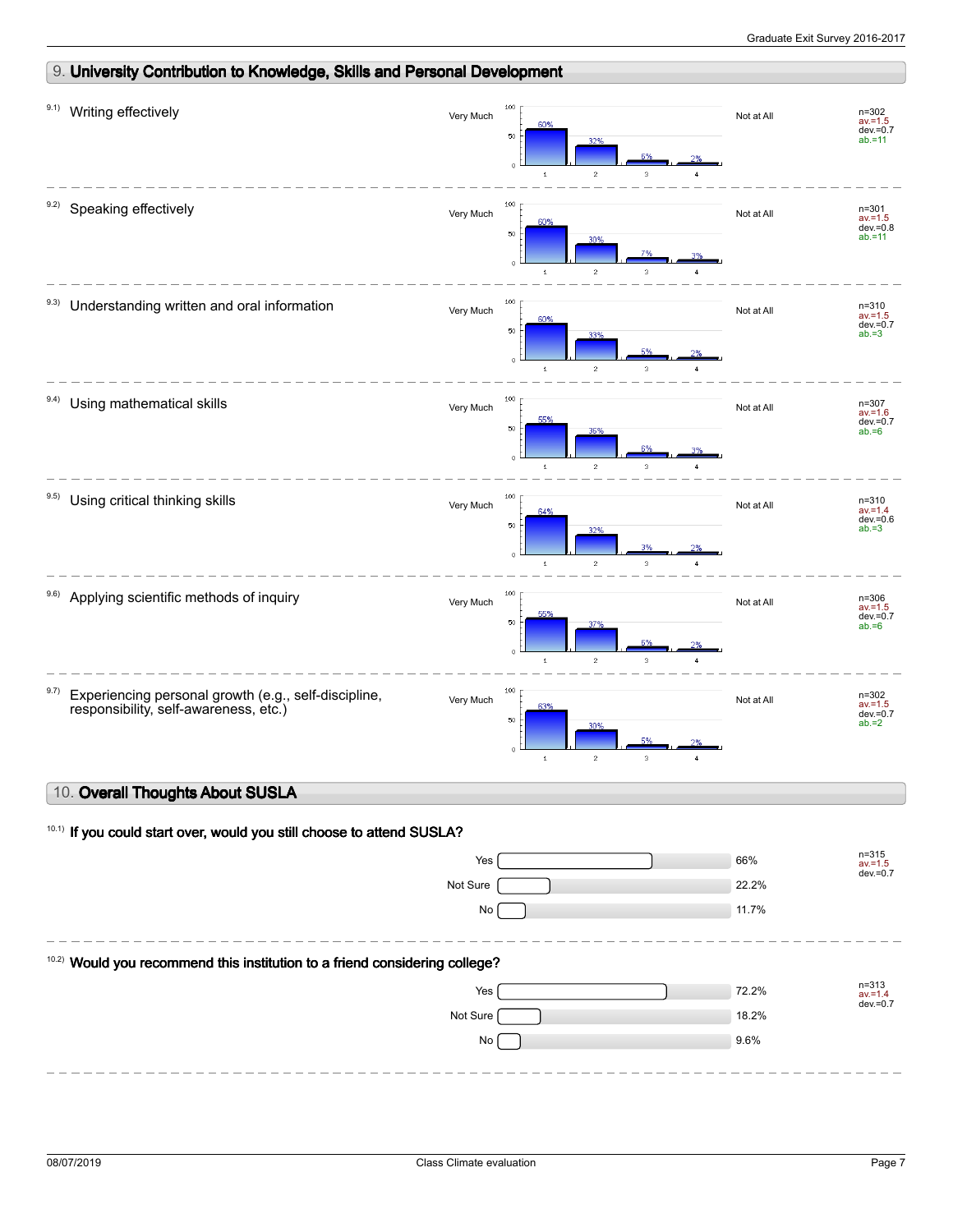## 9. University Contribution to Knowledge, Skills and Personal Development

9.1) Writing effectively

Very Much — Not at All

| 1 | 2 | 3 | 4 |
|---|---|---|---|
| 60% | 32% | 6% | 2% |

n=302, av.=1.5, dev.=0.7, ab.=11

9.2) Speaking effectively

Very Much — Not at All

| 1 | 2 | 3 | 4 |
|---|---|---|---|
| 60% | 30% | 7% | 3% |

n=301, av.=1.5, dev.=0.8, ab.=11

9.3) Understanding written and oral information

Very Much — Not at All

| 1 | 2 | 3 | 4 |
|---|---|---|---|
| 60% | 33% | 5% | 2% |

n=310, av.=1.5, dev.=0.7, ab.=3

9.4) Using mathematical skills

Very Much — Not at All

| 1 | 2 | 3 | 4 |
|---|---|---|---|
| 55% | 36% | 6% | 3% |

n=307, av.=1.6, dev.=0.7, ab.=6

9.5) Using critical thinking skills

Very Much — Not at All

| 1 | 2 | 3 | 4 |
|---|---|---|---|
| 64% | 32% | 3% | 2% |

n=310, av.=1.4, dev.=0.6, ab.=3

9.6) Applying scientific methods of inquiry

Very Much — Not at All

| 1 | 2 | 3 | 4 |
|---|---|---|---|
| 55% | 37% | 6% | 2% |

n=306, av.=1.5, dev.=0.7, ab.=6

9.7) Experiencing personal growth (e.g., self-discipline, responsibility, self-awareness, etc.)

Very Much — Not at All

| 1 | 2 | 3 | 4 |
|---|---|---|---|
| 63% | 30% | 5% | 2% |

n=302, av.=1.5, dev.=0.7, ab.=2

## 10. Overall Thoughts About SUSLA

**10.1) If you could start over, would you still choose to attend SUSLA?**

| Response | Percent |
|---|---|
| Yes | 66% |
| Not Sure | 22.2% |
| No | 11.7% |

n=315, av.=1.5, dev.=0.7

**10.2) Would you recommend this institution to a friend considering college?**

| Response | Percent |
|---|---|
| Yes | 72.2% |
| Not Sure | 18.2% |
| No | 9.6% |

n=313, av.=1.4, dev.=0.7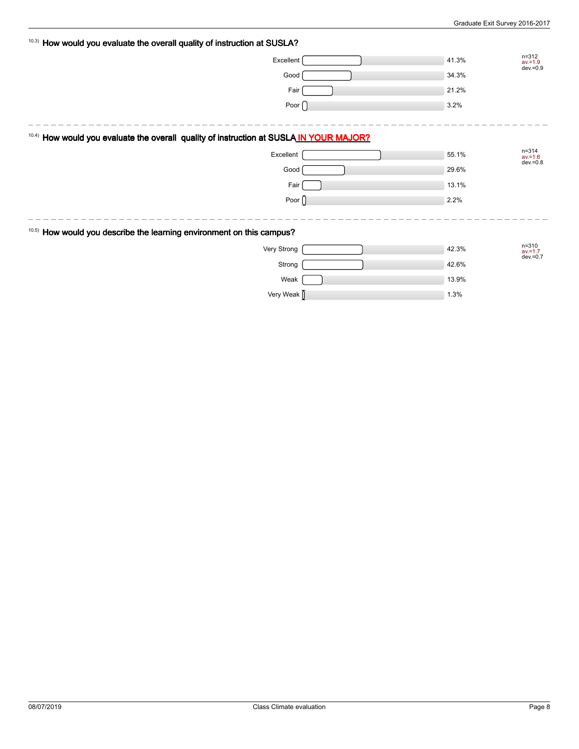### 10.3) How would you evaluate the overall quality of instruction at SUSLA?

| Response | Percentage |
|---|---|
| Excellent | 41.3% |
| Good | 34.3% |
| Fair | 21.2% |
| Poor | 3.2% |

n=312
av.=1.9
dev.=0.9

### 10.4) How would you evaluate the overall quality of instruction at SUSLA IN YOUR MAJOR?

| Response | Percentage |
|---|---|
| Excellent | 55.1% |
| Good | 29.6% |
| Fair | 13.1% |
| Poor | 2.2% |

n=314
av.=1.6
dev.=0.8

### 10.5) How would you describe the learning environment on this campus?

| Response | Percentage |
|---|---|
| Very Strong | 42.3% |
| Strong | 42.6% |
| Weak | 13.9% |
| Very Weak | 1.3% |

n=310
av.=1.7
dev.=0.7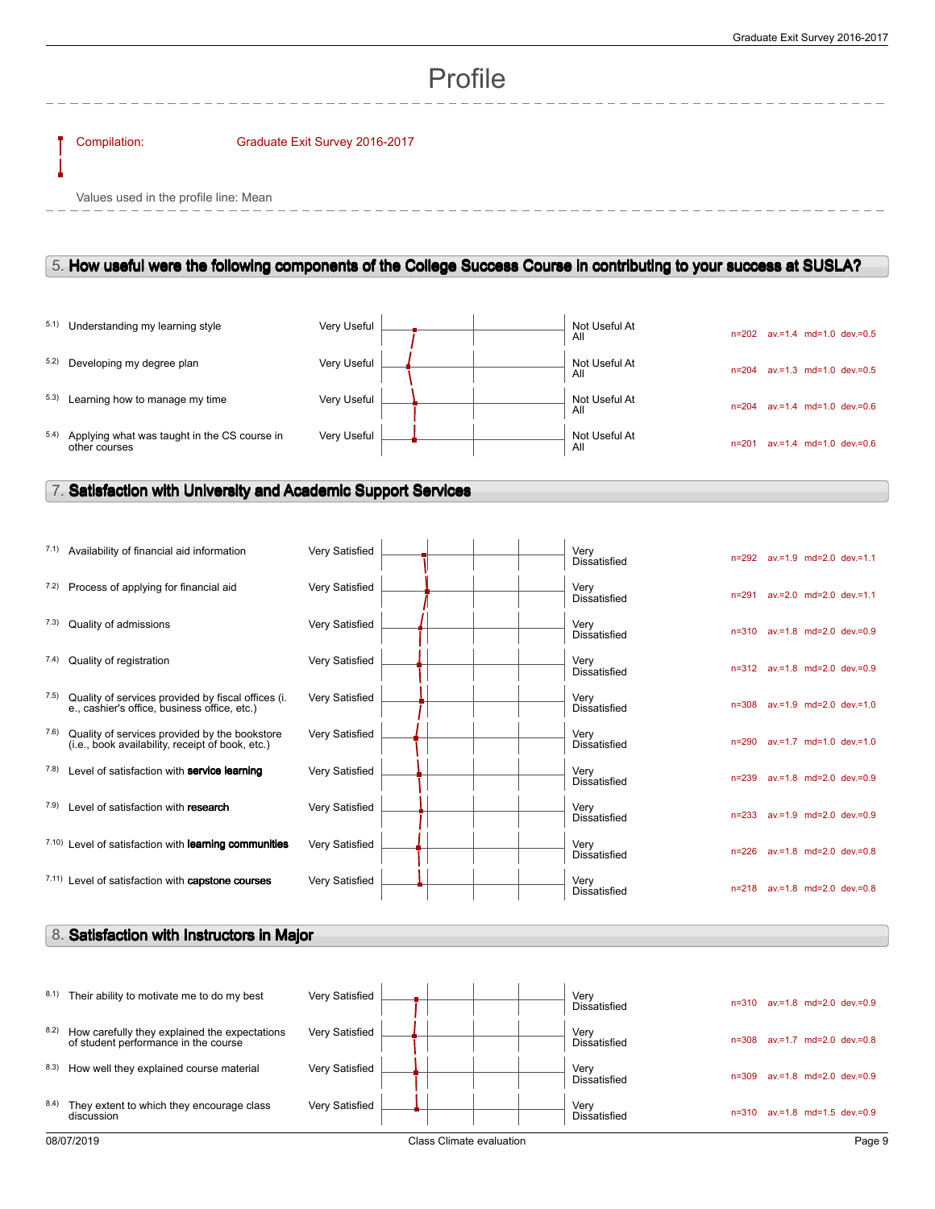# Profile

Compilation: Graduate Exit Survey 2016-2017

Values used in the profile line: Mean

## 5. How useful were the following components of the College Success Course in contributing to your success at SUSLA?

| | Item | Left pole | Right pole | n | av. | md | dev. |
|---|---|---|---|---|---|---|---|
| 5.1) | Understanding my learning style | Very Useful | Not Useful At All | n=202 | av.=1.4 | md=1.0 | dev.=0.5 |
| 5.2) | Developing my degree plan | Very Useful | Not Useful At All | n=204 | av.=1.3 | md=1.0 | dev.=0.5 |
| 5.3) | Learning how to manage my time | Very Useful | Not Useful At All | n=204 | av.=1.4 | md=1.0 | dev.=0.6 |
| 5.4) | Applying what was taught in the CS course in other courses | Very Useful | Not Useful At All | n=201 | av.=1.4 | md=1.0 | dev.=0.6 |

## 7. Satisfaction with University and Academic Support Services

| | Item | Left pole | Right pole | n | av. | md | dev. |
|---|---|---|---|---|---|---|---|
| 7.1) | Availability of financial aid information | Very Satisfied | Very Dissatisfied | n=292 | av.=1.9 | md=2.0 | dev.=1.1 |
| 7.2) | Process of applying for financial aid | Very Satisfied | Very Dissatisfied | n=291 | av.=2.0 | md=2.0 | dev.=1.1 |
| 7.3) | Quality of admissions | Very Satisfied | Very Dissatisfied | n=310 | av.=1.8 | md=2.0 | dev.=0.9 |
| 7.4) | Quality of registration | Very Satisfied | Very Dissatisfied | n=312 | av.=1.8 | md=2.0 | dev.=0.9 |
| 7.5) | Quality of services provided by fiscal offices (i. e., cashier's office, business office, etc.) | Very Satisfied | Very Dissatisfied | n=308 | av.=1.9 | md=2.0 | dev.=1.0 |
| 7.6) | Quality of services provided by the bookstore (i.e., book availability, receipt of book, etc.) | Very Satisfied | Very Dissatisfied | n=290 | av.=1.7 | md=1.0 | dev.=1.0 |
| 7.8) | Level of satisfaction with **service learning** | Very Satisfied | Very Dissatisfied | n=239 | av.=1.8 | md=2.0 | dev.=0.9 |
| 7.9) | Level of satisfaction with **research** | Very Satisfied | Very Dissatisfied | n=233 | av.=1.9 | md=2.0 | dev.=0.9 |
| 7.10) | Level of satisfaction with **learning communities** | Very Satisfied | Very Dissatisfied | n=226 | av.=1.8 | md=2.0 | dev.=0.8 |
| 7.11) | Level of satisfaction with **capstone courses** | Very Satisfied | Very Dissatisfied | n=218 | av.=1.8 | md=2.0 | dev.=0.8 |

## 8. Satisfaction with Instructors in Major

| | Item | Left pole | Right pole | n | av. | md | dev. |
|---|---|---|---|---|---|---|---|
| 8.1) | Their ability to motivate me to do my best | Very Satisfied | Very Dissatisfied | n=310 | av.=1.8 | md=2.0 | dev.=0.9 |
| 8.2) | How carefully they explained the expectations of student performance in the course | Very Satisfied | Very Dissatisfied | n=308 | av.=1.7 | md=2.0 | dev.=0.8 |
| 8.3) | How well they explained course material | Very Satisfied | Very Dissatisfied | n=309 | av.=1.8 | md=2.0 | dev.=0.9 |
| 8.4) | They extent to which they encourage class discussion | Very Satisfied | Very Dissatisfied | n=310 | av.=1.8 | md=1.5 | dev.=0.9 |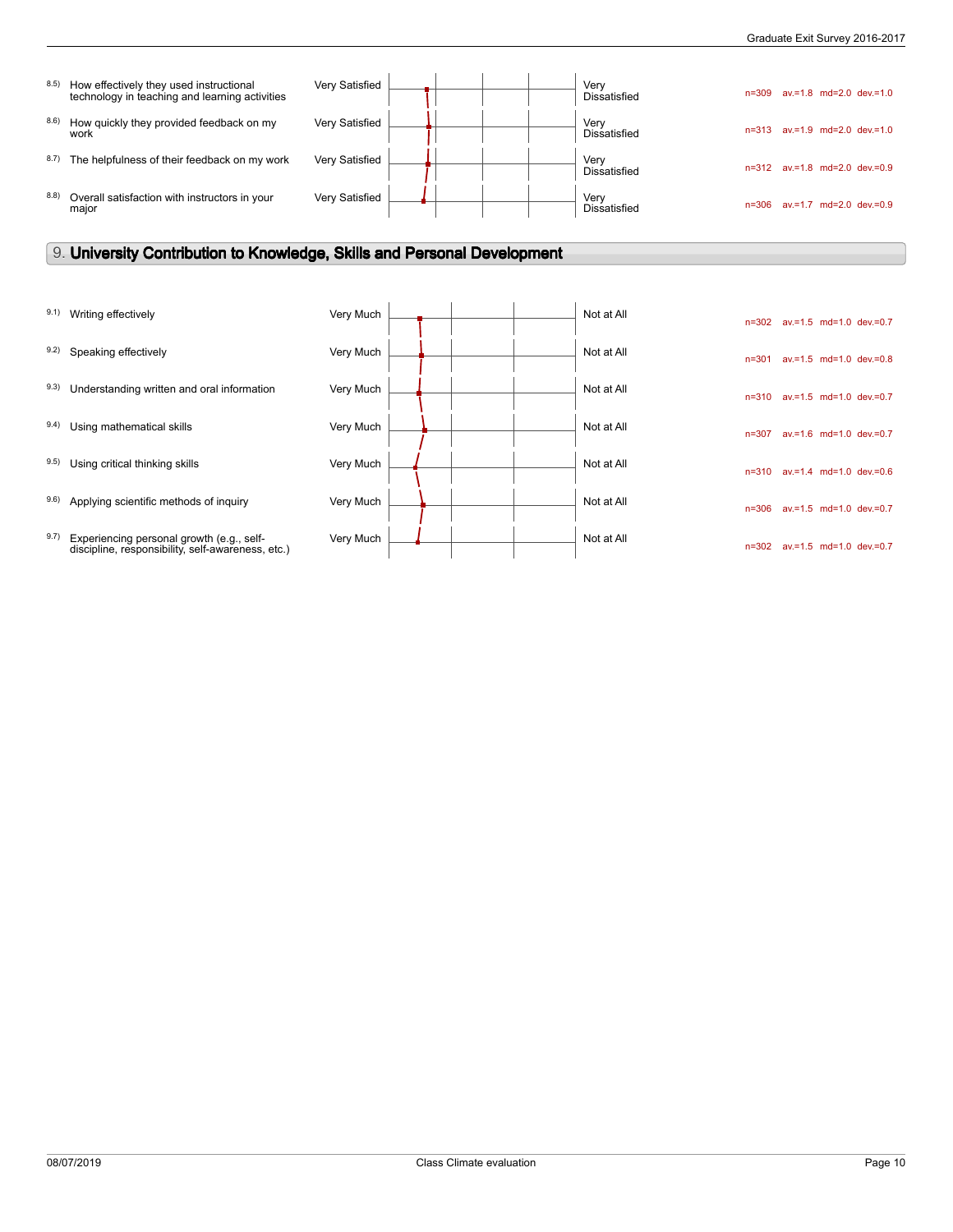8.5) How effectively they used instructional technology in teaching and learning activities

Very Satisfied — Very Dissatisfied

n=309 av.=1.8 md=2.0 dev.=1.0

8.6) How quickly they provided feedback on my work

Very Satisfied — Very Dissatisfied

n=313 av.=1.9 md=2.0 dev.=1.0

8.7) The helpfulness of their feedback on my work

Very Satisfied — Very Dissatisfied

n=312 av.=1.8 md=2.0 dev.=0.9

8.8) Overall satisfaction with instructors in your major

Very Satisfied — Very Dissatisfied

n=306 av.=1.7 md=2.0 dev.=0.9

## 9. University Contribution to Knowledge, Skills and Personal Development

9.1) Writing effectively

Very Much — Not at All

n=302 av.=1.5 md=1.0 dev.=0.7

9.2) Speaking effectively

Very Much — Not at All

n=301 av.=1.5 md=1.0 dev.=0.8

9.3) Understanding written and oral information

Very Much — Not at All

n=310 av.=1.5 md=1.0 dev.=0.7

9.4) Using mathematical skills

Very Much — Not at All

n=307 av.=1.6 md=1.0 dev.=0.7

9.5) Using critical thinking skills

Very Much — Not at All

n=310 av.=1.4 md=1.0 dev.=0.6

9.6) Applying scientific methods of inquiry

Very Much — Not at All

n=306 av.=1.5 md=1.0 dev.=0.7

9.7) Experiencing personal growth (e.g., self-discipline, responsibility, self-awareness, etc.)

Very Much — Not at All

n=302 av.=1.5 md=1.0 dev.=0.7